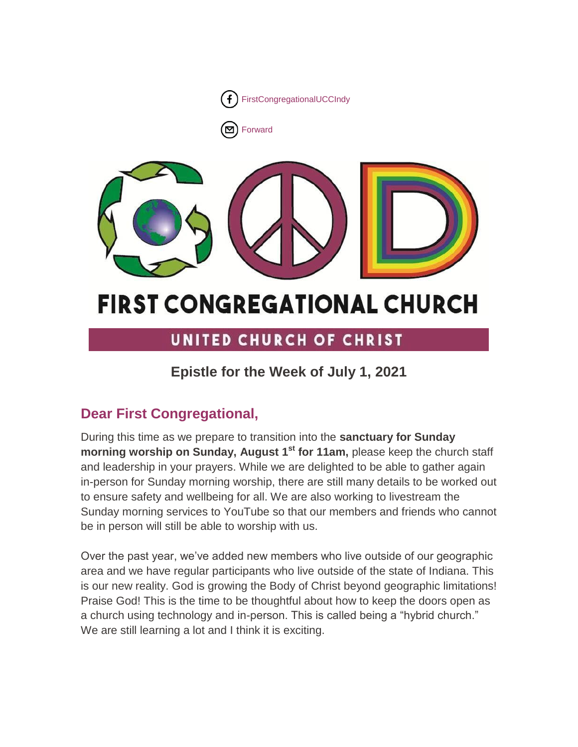FirstCongregationalUCCIndy

Forward

# FIRST CONGREGATIONAL CHURCH

## UNITED CHURCH OF CHRIST

### Epistle for the Week of July 1, 2021

## Dear First Congregational,

During this time as we prepare to transition into the **sanctuary for Sunday morning worship on Sunday, August 1st for 11am,** please keep the church staff and leadership in your prayers. While we are delighted to be able to gather again in-person for Sunday morning worship, there are still many details to be worked out to ensure safety and wellbeing for all. We are also working to livestream the Sunday morning services to YouTube so that our members and friends who cannot be in person will still be able to worship with us.

Over the past year, we've added new members who live outside of our geographic area and we have regular participants who live outside of the state of Indiana. This is our new reality. God is growing the Body of Christ beyond geographic limitations! Praise God! This is the time to be thoughtful about how to keep the doors open as a church using technology and in-person. This is called being a "hybrid church." We are still learning a lot and I think it is exciting.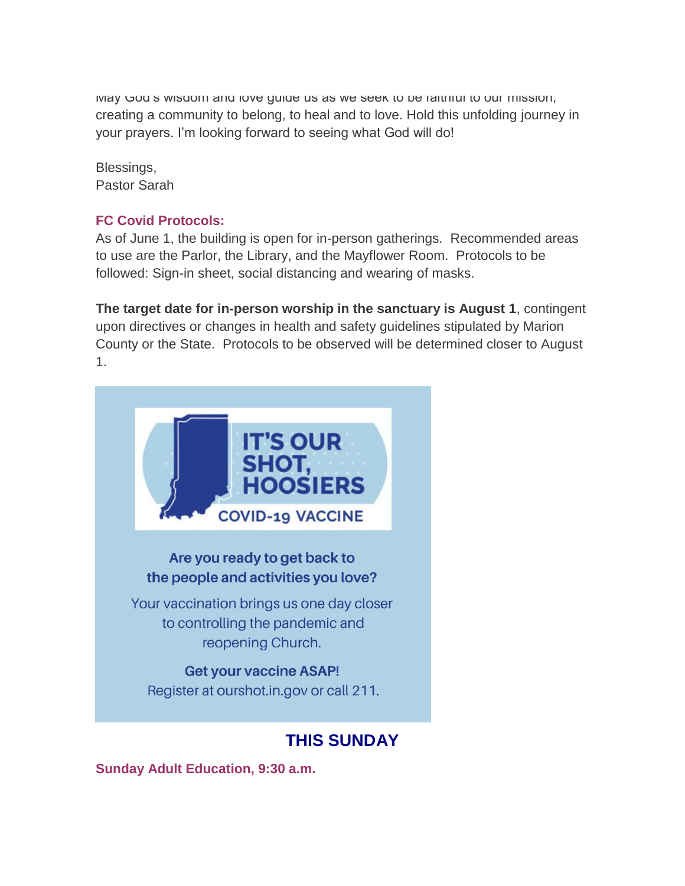May God's wisdom and love guide us as we seek to be faithful to our mission, creating a community to belong, to heal and to love. Hold this unfolding journey in your prayers. I'm looking forward to seeing what God will do!

Blessings,
Pastor Sarah

**FC Covid Protocols:**

As of June 1, the building is open for in-person gatherings. Recommended areas to use are the Parlor, the Library, and the Mayflower Room. Protocols to be followed: Sign-in sheet, social distancing and wearing of masks.

**The target date for in-person worship in the sanctuary is August 1**, contingent upon directives or changes in health and safety guidelines stipulated by Marion County or the State. Protocols to be observed will be determined closer to August 1.

IT'S OUR SHOT, HOOSIERS
COVID-19 VACCINE

**Are you ready to get back to the people and activities you love?**

Your vaccination brings us one day closer to controlling the pandemic and reopening Church.

**Get your vaccine ASAP!**
Register at ourshot.in.gov or call 211.

## THIS SUNDAY

**Sunday Adult Education, 9:30 a.m.**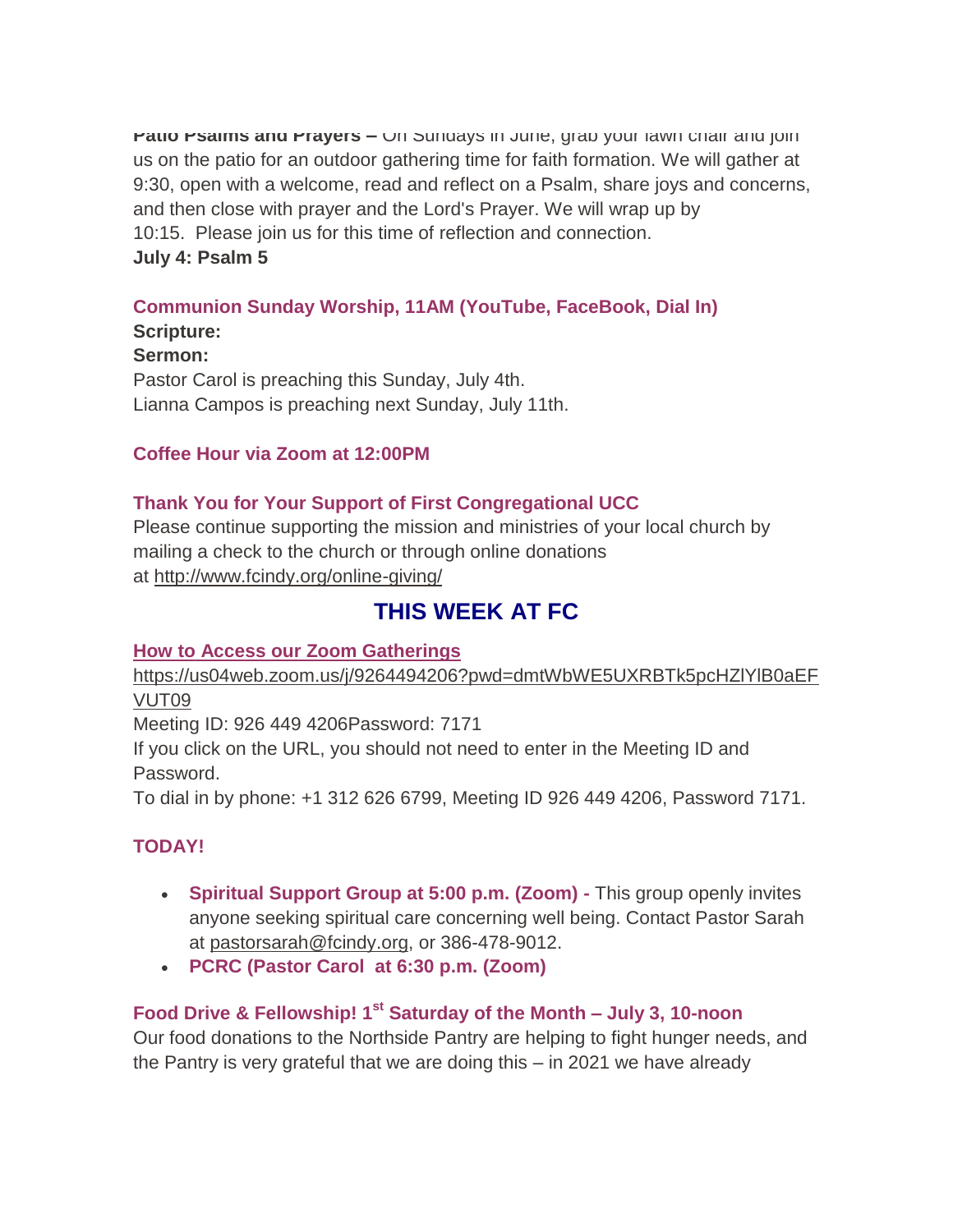**Patio Psalms and Prayers –** On Sundays in June, grab your lawn chair and join us on the patio for an outdoor gathering time for faith formation. We will gather at 9:30, open with a welcome, read and reflect on a Psalm, share joys and concerns, and then close with prayer and the Lord's Prayer. We will wrap up by 10:15. Please join us for this time of reflection and connection.
**July 4: Psalm 5**

**Communion Sunday Worship, 11AM (YouTube, FaceBook, Dial In)**
**Scripture:**
**Sermon:**
Pastor Carol is preaching this Sunday, July 4th.
Lianna Campos is preaching next Sunday, July 11th.

**Coffee Hour via Zoom at 12:00PM**

**Thank You for Your Support of First Congregational UCC**
Please continue supporting the mission and ministries of your local church by mailing a check to the church or through online donations at http://www.fcindy.org/online-giving/

## THIS WEEK AT FC

**How to Access our Zoom Gatherings**
https://us04web.zoom.us/j/9264494206?pwd=dmtWbWE5UXRBTk5pcHZlYlB0aEFVUT09
Meeting ID: 926 449 4206Password: 7171
If you click on the URL, you should not need to enter in the Meeting ID and Password.
To dial in by phone: +1 312 626 6799, Meeting ID 926 449 4206, Password 7171.

**TODAY!**

- **Spiritual Support Group at 5:00 p.m. (Zoom) -** This group openly invites anyone seeking spiritual care concerning well being. Contact Pastor Sarah at pastorsarah@fcindy.org, or 386-478-9012.
- **PCRC (Pastor Carol at 6:30 p.m. (Zoom)**

**Food Drive & Fellowship! 1st Saturday of the Month – July 3, 10-noon**
Our food donations to the Northside Pantry are helping to fight hunger needs, and the Pantry is very grateful that we are doing this – in 2021 we have already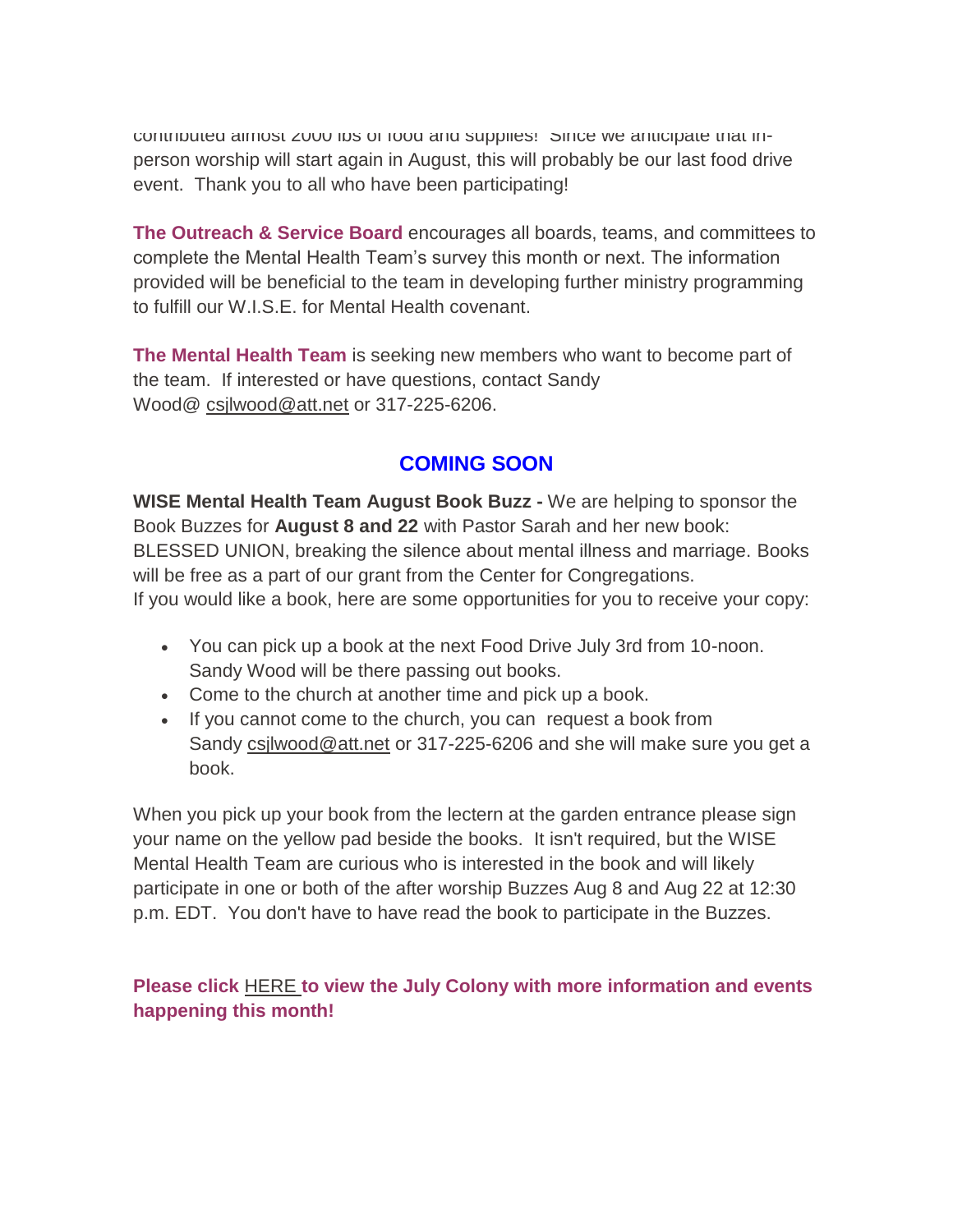contributed almost 2000 lbs of food and supplies! Since we anticipate that in-person worship will start again in August, this will probably be our last food drive event. Thank you to all who have been participating!

**The Outreach & Service Board** encourages all boards, teams, and committees to complete the Mental Health Team's survey this month or next. The information provided will be beneficial to the team in developing further ministry programming to fulfill our W.I.S.E. for Mental Health covenant.

**The Mental Health Team** is seeking new members who want to become part of the team. If interested or have questions, contact Sandy Wood@ csjlwood@att.net or 317-225-6206.

## COMING SOON

**WISE Mental Health Team August Book Buzz -** We are helping to sponsor the Book Buzzes for **August 8 and 22** with Pastor Sarah and her new book: BLESSED UNION, breaking the silence about mental illness and marriage. Books will be free as a part of our grant from the Center for Congregations.
If you would like a book, here are some opportunities for you to receive your copy:

- You can pick up a book at the next Food Drive July 3rd from 10-noon. Sandy Wood will be there passing out books.
- Come to the church at another time and pick up a book.
- If you cannot come to the church, you can request a book from Sandy csjlwood@att.net or 317-225-6206 and she will make sure you get a book.

When you pick up your book from the lectern at the garden entrance please sign your name on the yellow pad beside the books. It isn't required, but the WISE Mental Health Team are curious who is interested in the book and will likely participate in one or both of the after worship Buzzes Aug 8 and Aug 22 at 12:30 p.m. EDT. You don't have to have read the book to participate in the Buzzes.

**Please click HERE to view the July Colony with more information and events happening this month!**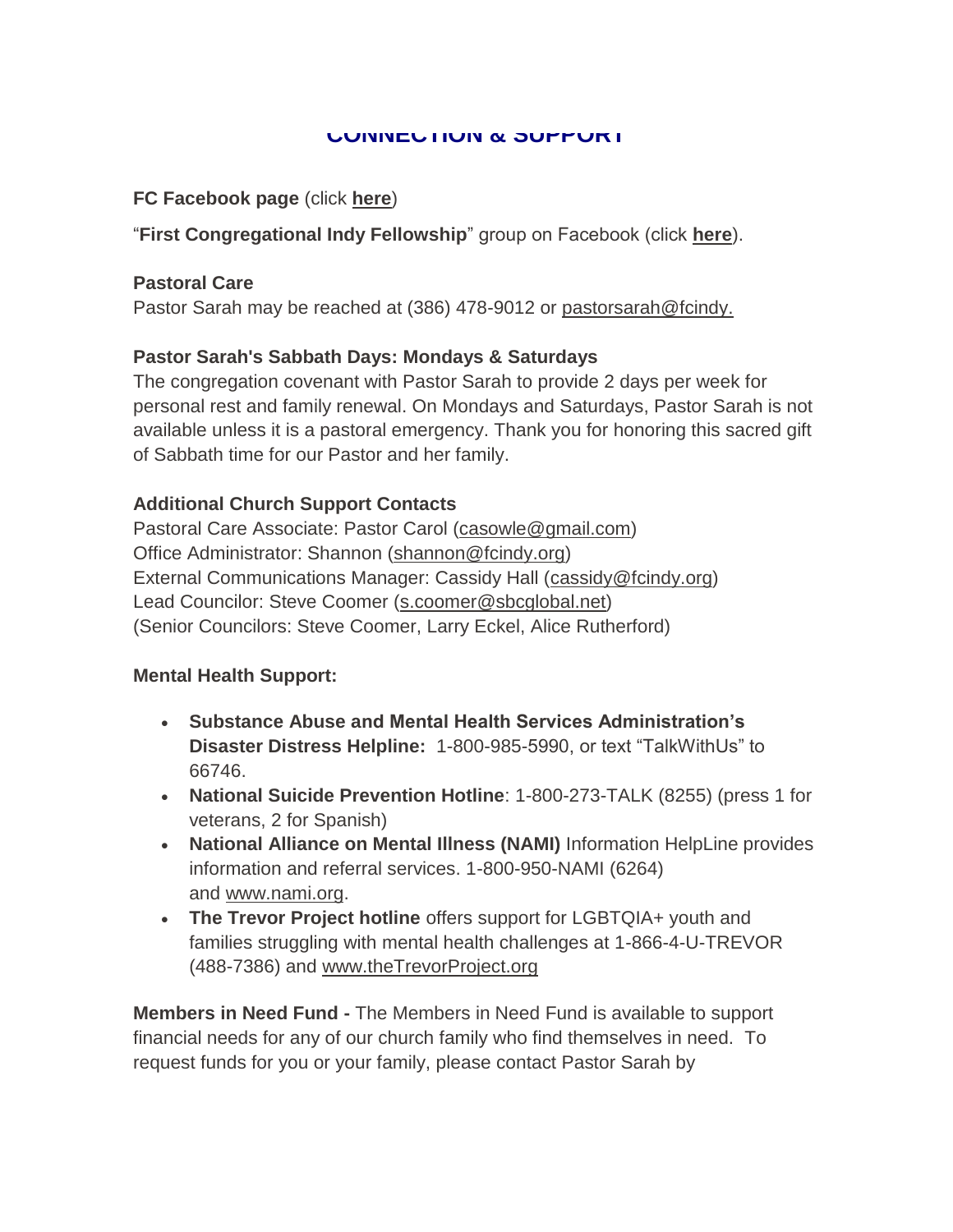## CONNECTION & SUPPORT

**FC Facebook page** (click **here**)

"**First Congregational Indy Fellowship**" group on Facebook (click **here**).

**Pastoral Care**
Pastor Sarah may be reached at (386) 478-9012 or pastorsarah@fcindy.

**Pastor Sarah's Sabbath Days: Mondays & Saturdays**
The congregation covenant with Pastor Sarah to provide 2 days per week for personal rest and family renewal. On Mondays and Saturdays, Pastor Sarah is not available unless it is a pastoral emergency. Thank you for honoring this sacred gift of Sabbath time for our Pastor and her family.

**Additional Church Support Contacts**
Pastoral Care Associate: Pastor Carol (casowle@gmail.com)
Office Administrator: Shannon (shannon@fcindy.org)
External Communications Manager: Cassidy Hall (cassidy@fcindy.org)
Lead Councilor: Steve Coomer (s.coomer@sbcglobal.net)
(Senior Councilors: Steve Coomer, Larry Eckel, Alice Rutherford)

**Mental Health Support:**

- **Substance Abuse and Mental Health Services Administration's Disaster Distress Helpline:** 1-800-985-5990, or text "TalkWithUs" to 66746.
- **National Suicide Prevention Hotline**: 1-800-273-TALK (8255) (press 1 for veterans, 2 for Spanish)
- **National Alliance on Mental Illness (NAMI)** Information HelpLine provides information and referral services. 1-800-950-NAMI (6264) and www.nami.org.
- **The Trevor Project hotline** offers support for LGBTQIA+ youth and families struggling with mental health challenges at 1-866-4-U-TREVOR (488-7386) and www.theTrevorProject.org

**Members in Need Fund -** The Members in Need Fund is available to support financial needs for any of our church family who find themselves in need. To request funds for you or your family, please contact Pastor Sarah by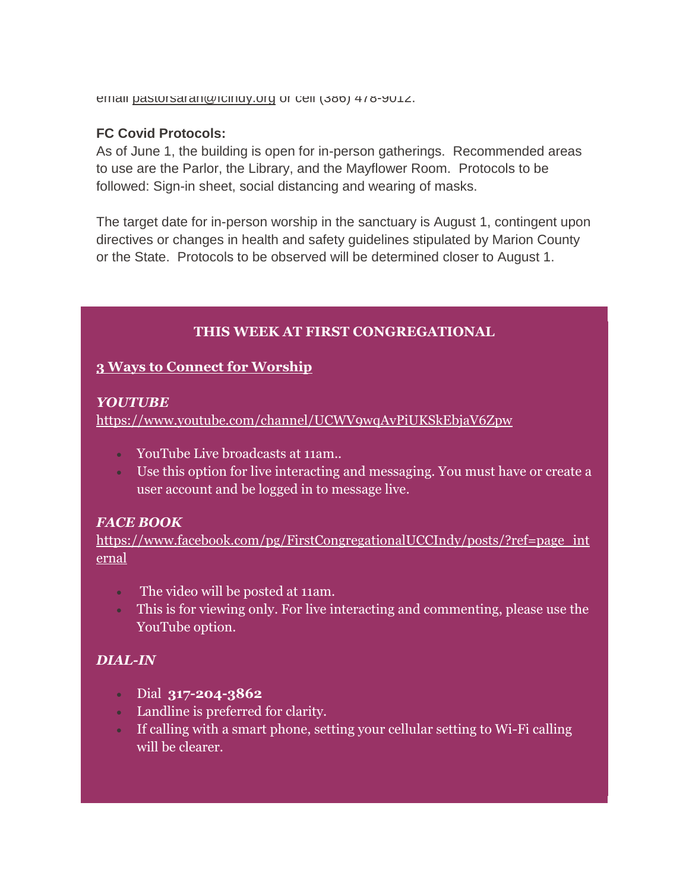email pastorsarah@fcindy.org or cell (386) 478-9012.

**FC Covid Protocols:**
As of June 1, the building is open for in-person gatherings. Recommended areas to use are the Parlor, the Library, and the Mayflower Room. Protocols to be followed: Sign-in sheet, social distancing and wearing of masks.

The target date for in-person worship in the sanctuary is August 1, contingent upon directives or changes in health and safety guidelines stipulated by Marion County or the State. Protocols to be observed will be determined closer to August 1.

## THIS WEEK AT FIRST CONGREGATIONAL

**3 Ways to Connect for Worship**

***YOUTUBE***
https://www.youtube.com/channel/UCWV9wqAvPiUKSkEbjaV6Zpw

- YouTube Live broadcasts at 11am..
- Use this option for live interacting and messaging. You must have or create a user account and be logged in to message live.

***FACE BOOK***
https://www.facebook.com/pg/FirstCongregationalUCCIndy/posts/?ref=page_internal

- The video will be posted at 11am.
- This is for viewing only. For live interacting and commenting, please use the YouTube option.

***DIAL-IN***

- Dial **317-204-3862**
- Landline is preferred for clarity.
- If calling with a smart phone, setting your cellular setting to Wi-Fi calling will be clearer.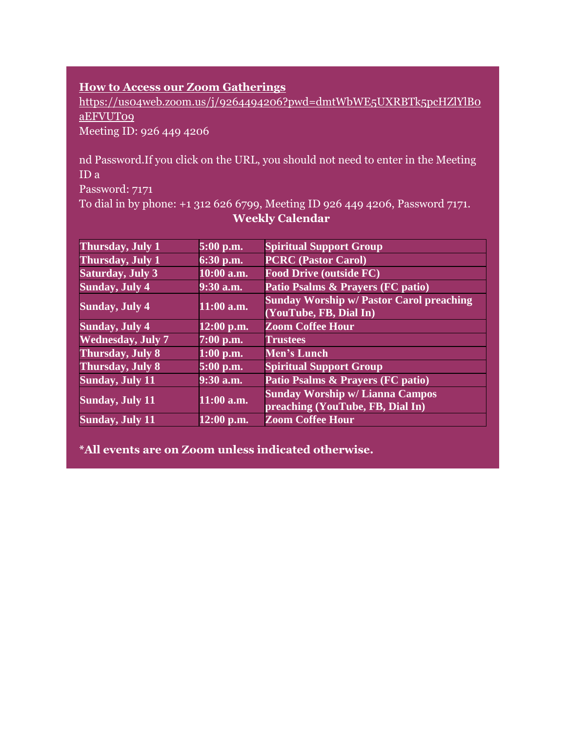**How to Access our Zoom Gatherings**

https://us04web.zoom.us/j/9264494206?pwd=dmtWbWE5UXRBTk5pcHZlYlB0aEFVUT09

Meeting ID: 926 449 4206

nd Password.If you click on the URL, you should not need to enter in the Meeting ID a

Password: 7171

To dial in by phone: +1 312 626 6799, Meeting ID 926 449 4206, Password 7171.

**Weekly Calendar**

| | | |
|---|---|---|
| **Thursday, July 1** | **5:00 p.m.** | **Spiritual Support Group** |
| **Thursday, July 1** | **6:30 p.m.** | **PCRC (Pastor Carol)** |
| **Saturday, July 3** | **10:00 a.m.** | **Food Drive (outside FC)** |
| **Sunday, July 4** | **9:30 a.m.** | **Patio Psalms & Prayers (FC patio)** |
| **Sunday, July 4** | **11:00 a.m.** | **Sunday Worship w/ Pastor Carol preaching (YouTube, FB, Dial In)** |
| **Sunday, July 4** | **12:00 p.m.** | **Zoom Coffee Hour** |
| **Wednesday, July 7** | **7:00 p.m.** | **Trustees** |
| **Thursday, July 8** | **1:00 p.m.** | **Men's Lunch** |
| **Thursday, July 8** | **5:00 p.m.** | **Spiritual Support Group** |
| **Sunday, July 11** | **9:30 a.m.** | **Patio Psalms & Prayers (FC patio)** |
| **Sunday, July 11** | **11:00 a.m.** | **Sunday Worship w/ Lianna Campos preaching (YouTube, FB, Dial In)** |
| **Sunday, July 11** | **12:00 p.m.** | **Zoom Coffee Hour** |

***All events are on Zoom unless indicated otherwise.**